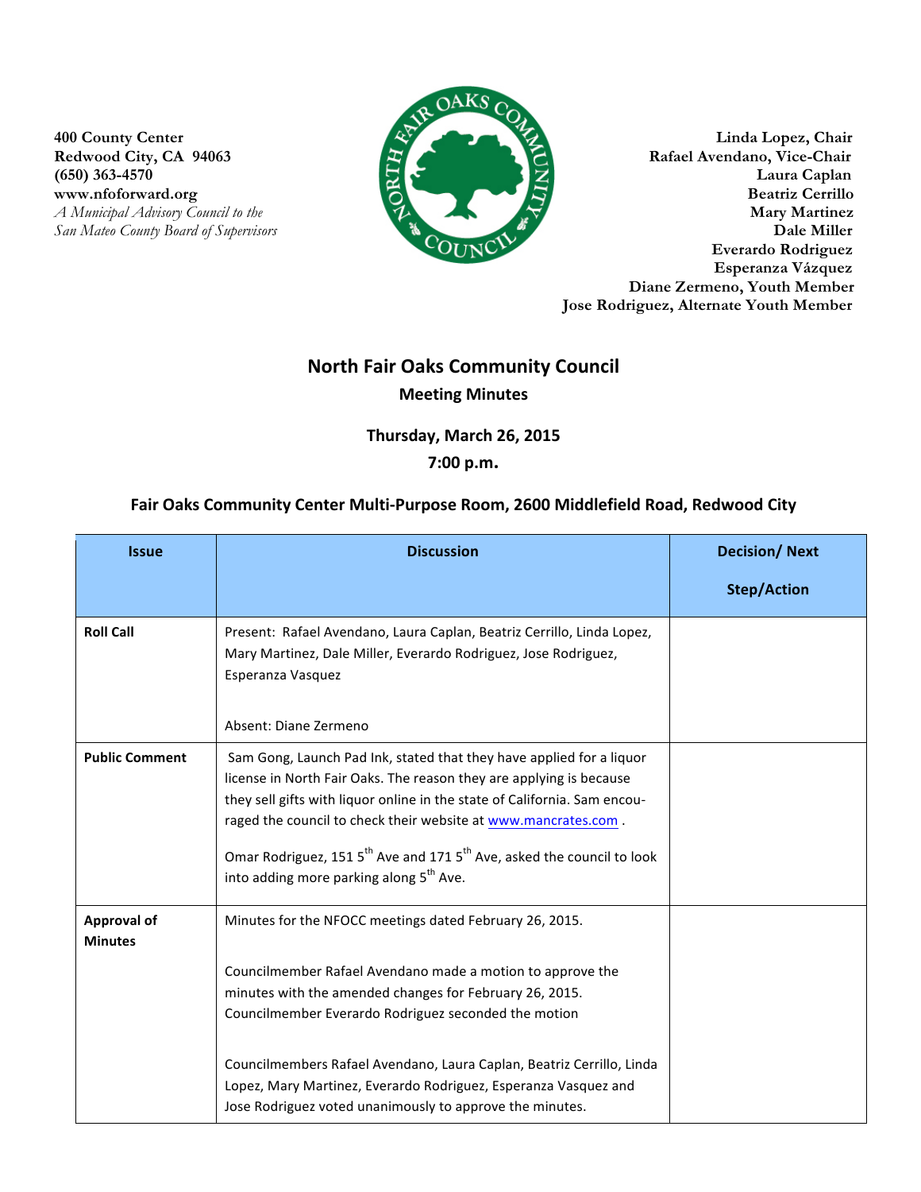400 County Center
Redwood City, CA 94063
(650) 363-4570
www.nfoforward.org
*A Municipal Advisory Council to the San Mateo County Board of Supervisors*

**Linda Lopez, Chair**
**Rafael Avendano, Vice-Chair**
**Laura Caplan**
**Beatriz Cerrillo**
**Mary Martinez**
**Dale Miller**
**Everardo Rodriguez**
**Esperanza Vázquez**
**Diane Zermeno, Youth Member**
**Jose Rodriguez, Alternate Youth Member**

# North Fair Oaks Community Council

## Meeting Minutes

### Thursday, March 26, 2015

### 7:00 p.m.

### Fair Oaks Community Center Multi-Purpose Room, 2600 Middlefield Road, Redwood City

| Issue | Discussion | Decision/ Next Step/Action |
|---|---|---|
| **Roll Call** | Present: Rafael Avendano, Laura Caplan, Beatriz Cerrillo, Linda Lopez, Mary Martinez, Dale Miller, Everardo Rodriguez, Jose Rodriguez, Esperanza Vasquez<br><br>Absent: Diane Zermeno | |
| **Public Comment** | Sam Gong, Launch Pad Ink, stated that they have applied for a liquor license in North Fair Oaks. The reason they are applying is because they sell gifts with liquor online in the state of California. Sam encouraged the council to check their website at www.mancrates.com .<br><br>Omar Rodriguez, 151 5th Ave and 171 5th Ave, asked the council to look into adding more parking along 5th Ave. | |
| **Approval of Minutes** | Minutes for the NFOCC meetings dated February 26, 2015.<br><br>Councilmember Rafael Avendano made a motion to approve the minutes with the amended changes for February 26, 2015. Councilmember Everardo Rodriguez seconded the motion<br><br>Councilmembers Rafael Avendano, Laura Caplan, Beatriz Cerrillo, Linda Lopez, Mary Martinez, Everardo Rodriguez, Esperanza Vasquez and Jose Rodriguez voted unanimously to approve the minutes. | |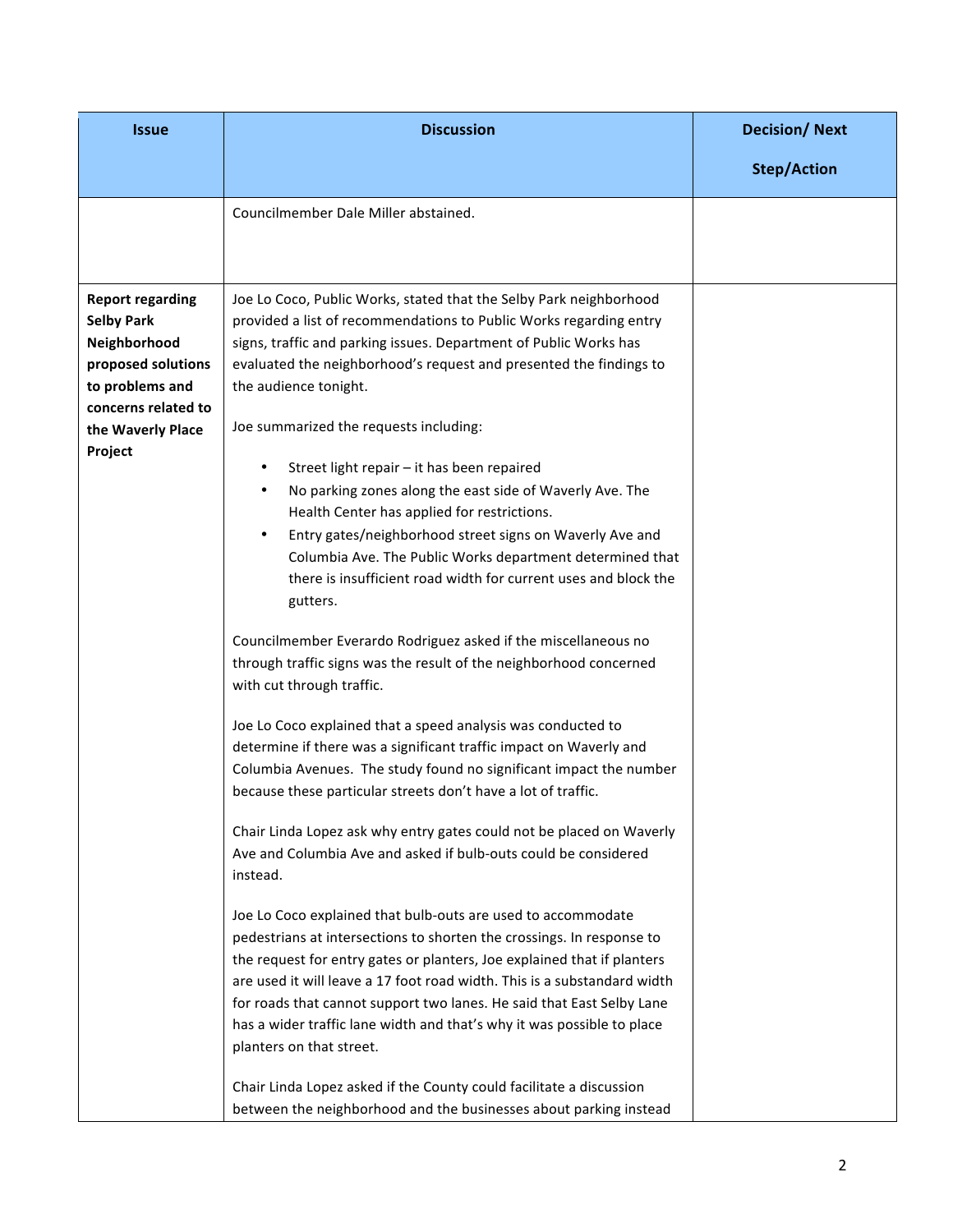| Issue | Discussion | Decision/ Next Step/Action |
|---|---|---|
| | Councilmember Dale Miller abstained. | |
| **Report regarding Selby Park Neighborhood proposed solutions to problems and concerns related to the Waverly Place Project** | Joe Lo Coco, Public Works, stated that the Selby Park neighborhood provided a list of recommendations to Public Works regarding entry signs, traffic and parking issues. Department of Public Works has evaluated the neighborhood's request and presented the findings to the audience tonight.<br><br>Joe summarized the requests including:<br><br>• Street light repair – it has been repaired<br>• No parking zones along the east side of Waverly Ave. The Health Center has applied for restrictions.<br>• Entry gates/neighborhood street signs on Waverly Ave and Columbia Ave. The Public Works department determined that there is insufficient road width for current uses and block the gutters.<br><br>Councilmember Everardo Rodriguez asked if the miscellaneous no through traffic signs was the result of the neighborhood concerned with cut through traffic.<br><br>Joe Lo Coco explained that a speed analysis was conducted to determine if there was a significant traffic impact on Waverly and Columbia Avenues. The study found no significant impact the number because these particular streets don't have a lot of traffic.<br><br>Chair Linda Lopez ask why entry gates could not be placed on Waverly Ave and Columbia Ave and asked if bulb-outs could be considered instead.<br><br>Joe Lo Coco explained that bulb-outs are used to accommodate pedestrians at intersections to shorten the crossings. In response to the request for entry gates or planters, Joe explained that if planters are used it will leave a 17 foot road width. This is a substandard width for roads that cannot support two lanes. He said that East Selby Lane has a wider traffic lane width and that's why it was possible to place planters on that street.<br><br>Chair Linda Lopez asked if the County could facilitate a discussion between the neighborhood and the businesses about parking instead | |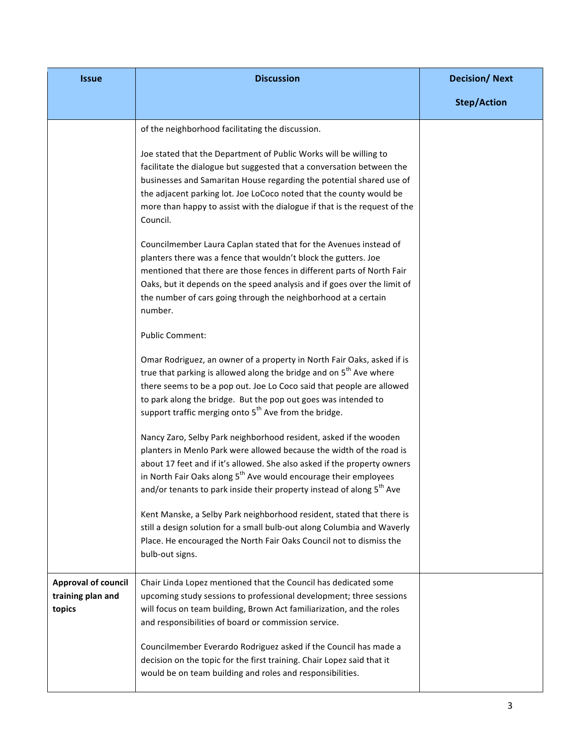| Issue | Discussion | Decision/ Next Step/Action |
| --- | --- | --- |
| | of the neighborhood facilitating the discussion.<br><br>Joe stated that the Department of Public Works will be willing to facilitate the dialogue but suggested that a conversation between the businesses and Samaritan House regarding the potential shared use of the adjacent parking lot. Joe LoCoco noted that the county would be more than happy to assist with the dialogue if that is the request of the Council.<br><br>Councilmember Laura Caplan stated that for the Avenues instead of planters there was a fence that wouldn't block the gutters. Joe mentioned that there are those fences in different parts of North Fair Oaks, but it depends on the speed analysis and if goes over the limit of the number of cars going through the neighborhood at a certain number.<br><br>Public Comment:<br><br>Omar Rodriguez, an owner of a property in North Fair Oaks, asked if is true that parking is allowed along the bridge and on 5th Ave where there seems to be a pop out. Joe Lo Coco said that people are allowed to park along the bridge. But the pop out goes was intended to support traffic merging onto 5th Ave from the bridge.<br><br>Nancy Zaro, Selby Park neighborhood resident, asked if the wooden planters in Menlo Park were allowed because the width of the road is about 17 feet and if it's allowed. She also asked if the property owners in North Fair Oaks along 5th Ave would encourage their employees and/or tenants to park inside their property instead of along 5th Ave<br><br>Kent Manske, a Selby Park neighborhood resident, stated that there is still a design solution for a small bulb-out along Columbia and Waverly Place. He encouraged the North Fair Oaks Council not to dismiss the bulb-out signs. | |
| **Approval of council training plan and topics** | Chair Linda Lopez mentioned that the Council has dedicated some upcoming study sessions to professional development; three sessions will focus on team building, Brown Act familiarization, and the roles and responsibilities of board or commission service.<br><br>Councilmember Everardo Rodriguez asked if the Council has made a decision on the topic for the first training. Chair Lopez said that it would be on team building and roles and responsibilities. | |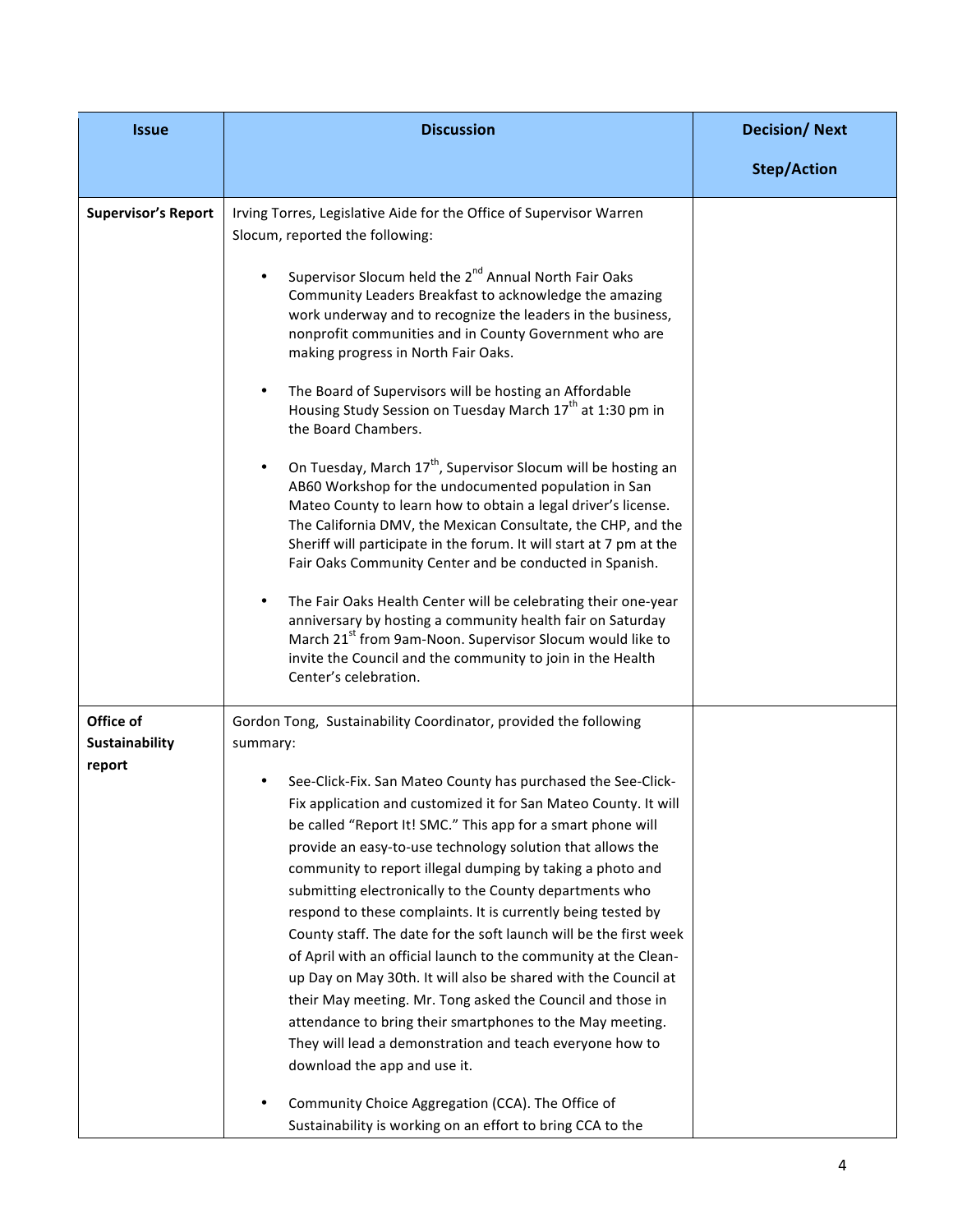| Issue | Discussion | Decision/ Next Step/Action |
|---|---|---|
| **Supervisor's Report** | Irving Torres, Legislative Aide for the Office of Supervisor Warren Slocum, reported the following:<br><br>• Supervisor Slocum held the 2nd Annual North Fair Oaks Community Leaders Breakfast to acknowledge the amazing work underway and to recognize the leaders in the business, nonprofit communities and in County Government who are making progress in North Fair Oaks.<br><br>• The Board of Supervisors will be hosting an Affordable Housing Study Session on Tuesday March 17th at 1:30 pm in the Board Chambers.<br><br>• On Tuesday, March 17th, Supervisor Slocum will be hosting an AB60 Workshop for the undocumented population in San Mateo County to learn how to obtain a legal driver's license. The California DMV, the Mexican Consultate, the CHP, and the Sheriff will participate in the forum. It will start at 7 pm at the Fair Oaks Community Center and be conducted in Spanish.<br><br>• The Fair Oaks Health Center will be celebrating their one-year anniversary by hosting a community health fair on Saturday March 21st from 9am-Noon. Supervisor Slocum would like to invite the Council and the community to join in the Health Center's celebration. | |
| **Office of Sustainability report** | Gordon Tong, Sustainability Coordinator, provided the following summary:<br><br>• See-Click-Fix. San Mateo County has purchased the See-Click-Fix application and customized it for San Mateo County. It will be called "Report It! SMC." This app for a smart phone will provide an easy-to-use technology solution that allows the community to report illegal dumping by taking a photo and submitting electronically to the County departments who respond to these complaints. It is currently being tested by County staff. The date for the soft launch will be the first week of April with an official launch to the community at the Clean-up Day on May 30th. It will also be shared with the Council at their May meeting. Mr. Tong asked the Council and those in attendance to bring their smartphones to the May meeting. They will lead a demonstration and teach everyone how to download the app and use it.<br><br>• Community Choice Aggregation (CCA). The Office of Sustainability is working on an effort to bring CCA to the | |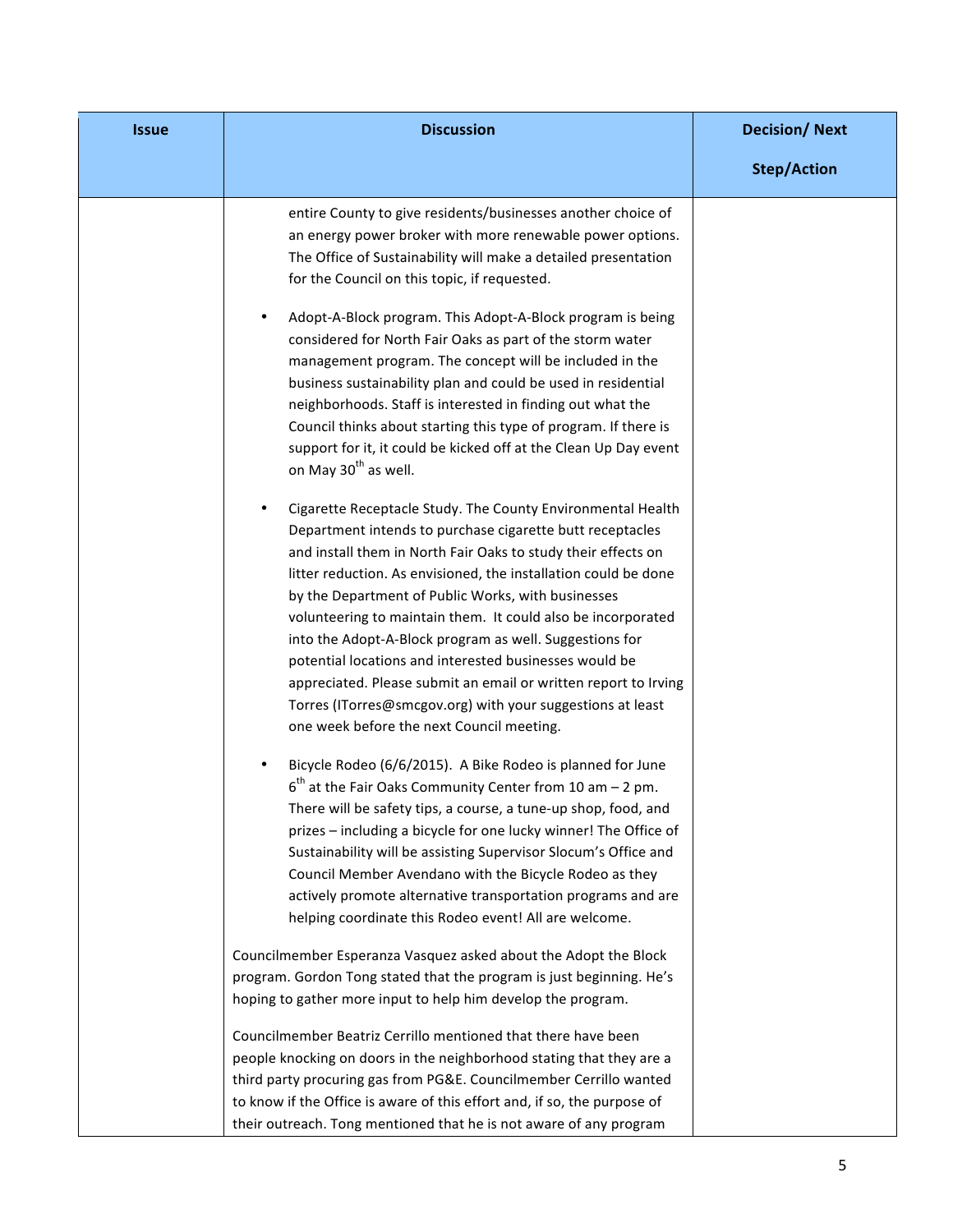| Issue | Discussion | Decision/ Next Step/Action |
|---|---|---|
| | entire County to give residents/businesses another choice of an energy power broker with more renewable power options. The Office of Sustainability will make a detailed presentation for the Council on this topic, if requested.<br><br>• Adopt-A-Block program. This Adopt-A-Block program is being considered for North Fair Oaks as part of the storm water management program. The concept will be included in the business sustainability plan and could be used in residential neighborhoods. Staff is interested in finding out what the Council thinks about starting this type of program. If there is support for it, it could be kicked off at the Clean Up Day event on May 30th as well.<br><br>• Cigarette Receptacle Study. The County Environmental Health Department intends to purchase cigarette butt receptacles and install them in North Fair Oaks to study their effects on litter reduction. As envisioned, the installation could be done by the Department of Public Works, with businesses volunteering to maintain them. It could also be incorporated into the Adopt-A-Block program as well. Suggestions for potential locations and interested businesses would be appreciated. Please submit an email or written report to Irving Torres (ITorres@smcgov.org) with your suggestions at least one week before the next Council meeting.<br><br>• Bicycle Rodeo (6/6/2015). A Bike Rodeo is planned for June 6th at the Fair Oaks Community Center from 10 am – 2 pm. There will be safety tips, a course, a tune-up shop, food, and prizes – including a bicycle for one lucky winner! The Office of Sustainability will be assisting Supervisor Slocum's Office and Council Member Avendano with the Bicycle Rodeo as they actively promote alternative transportation programs and are helping coordinate this Rodeo event! All are welcome.<br><br>Councilmember Esperanza Vasquez asked about the Adopt the Block program. Gordon Tong stated that the program is just beginning. He's hoping to gather more input to help him develop the program.<br><br>Councilmember Beatriz Cerrillo mentioned that there have been people knocking on doors in the neighborhood stating that they are a third party procuring gas from PG&E. Councilmember Cerrillo wanted to know if the Office is aware of this effort and, if so, the purpose of their outreach. Tong mentioned that he is not aware of any program | |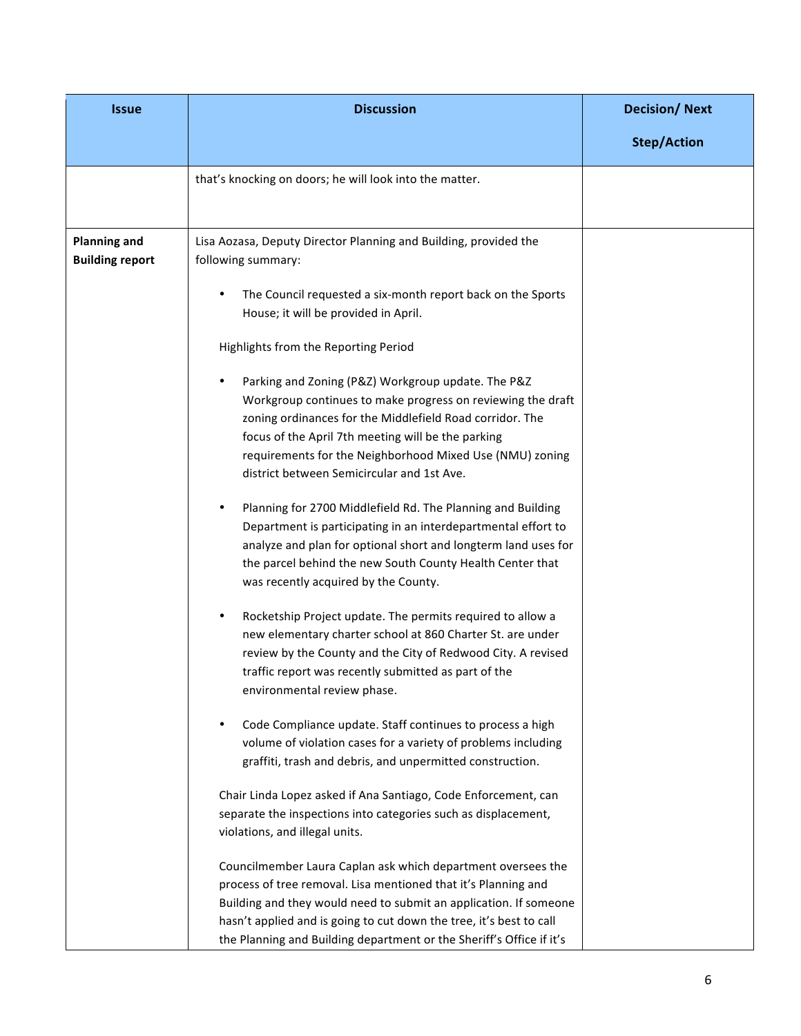| Issue | Discussion | Decision/ Next Step/Action |
|---|---|---|
| | that's knocking on doors; he will look into the matter. | |
| **Planning and Building report** | Lisa Aozasa, Deputy Director Planning and Building, provided the following summary:<br><br>• The Council requested a six-month report back on the Sports House; it will be provided in April.<br><br>Highlights from the Reporting Period<br><br>• Parking and Zoning (P&Z) Workgroup update. The P&Z Workgroup continues to make progress on reviewing the draft zoning ordinances for the Middlefield Road corridor. The focus of the April 7th meeting will be the parking requirements for the Neighborhood Mixed Use (NMU) zoning district between Semicircular and 1st Ave.<br><br>• Planning for 2700 Middlefield Rd. The Planning and Building Department is participating in an interdepartmental effort to analyze and plan for optional short and longterm land uses for the parcel behind the new South County Health Center that was recently acquired by the County.<br><br>• Rocketship Project update. The permits required to allow a new elementary charter school at 860 Charter St. are under review by the County and the City of Redwood City. A revised traffic report was recently submitted as part of the environmental review phase.<br><br>• Code Compliance update. Staff continues to process a high volume of violation cases for a variety of problems including graffiti, trash and debris, and unpermitted construction.<br><br>Chair Linda Lopez asked if Ana Santiago, Code Enforcement, can separate the inspections into categories such as displacement, violations, and illegal units.<br><br>Councilmember Laura Caplan ask which department oversees the process of tree removal. Lisa mentioned that it's Planning and Building and they would need to submit an application. If someone hasn't applied and is going to cut down the tree, it's best to call the Planning and Building department or the Sheriff's Office if it's | |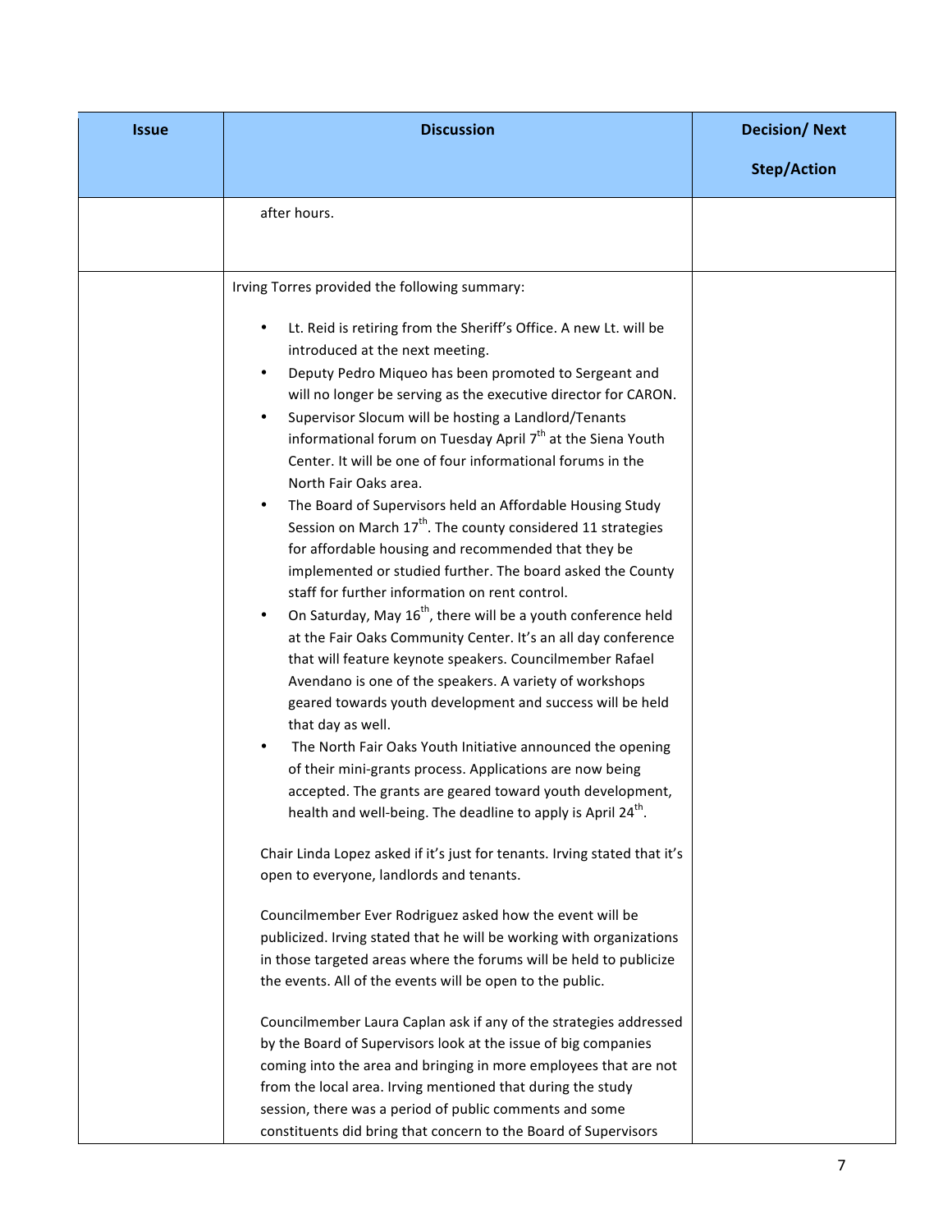| Issue | Discussion | Decision/ Next Step/Action |
|---|---|---|
| | after hours. | |
| | Irving Torres provided the following summary:<br><br>• Lt. Reid is retiring from the Sheriff's Office. A new Lt. will be introduced at the next meeting.<br>• Deputy Pedro Miqueo has been promoted to Sergeant and will no longer be serving as the executive director for CARON.<br>• Supervisor Slocum will be hosting a Landlord/Tenants informational forum on Tuesday April 7th at the Siena Youth Center. It will be one of four informational forums in the North Fair Oaks area.<br>• The Board of Supervisors held an Affordable Housing Study Session on March 17th. The county considered 11 strategies for affordable housing and recommended that they be implemented or studied further. The board asked the County staff for further information on rent control.<br>• On Saturday, May 16th, there will be a youth conference held at the Fair Oaks Community Center. It's an all day conference that will feature keynote speakers. Councilmember Rafael Avendano is one of the speakers. A variety of workshops geared towards youth development and success will be held that day as well.<br>• The North Fair Oaks Youth Initiative announced the opening of their mini-grants process. Applications are now being accepted. The grants are geared toward youth development, health and well-being. The deadline to apply is April 24th.<br><br>Chair Linda Lopez asked if it's just for tenants. Irving stated that it's open to everyone, landlords and tenants.<br><br>Councilmember Ever Rodriguez asked how the event will be publicized. Irving stated that he will be working with organizations in those targeted areas where the forums will be held to publicize the events. All of the events will be open to the public.<br><br>Councilmember Laura Caplan ask if any of the strategies addressed by the Board of Supervisors look at the issue of big companies coming into the area and bringing in more employees that are not from the local area. Irving mentioned that during the study session, there was a period of public comments and some constituents did bring that concern to the Board of Supervisors | |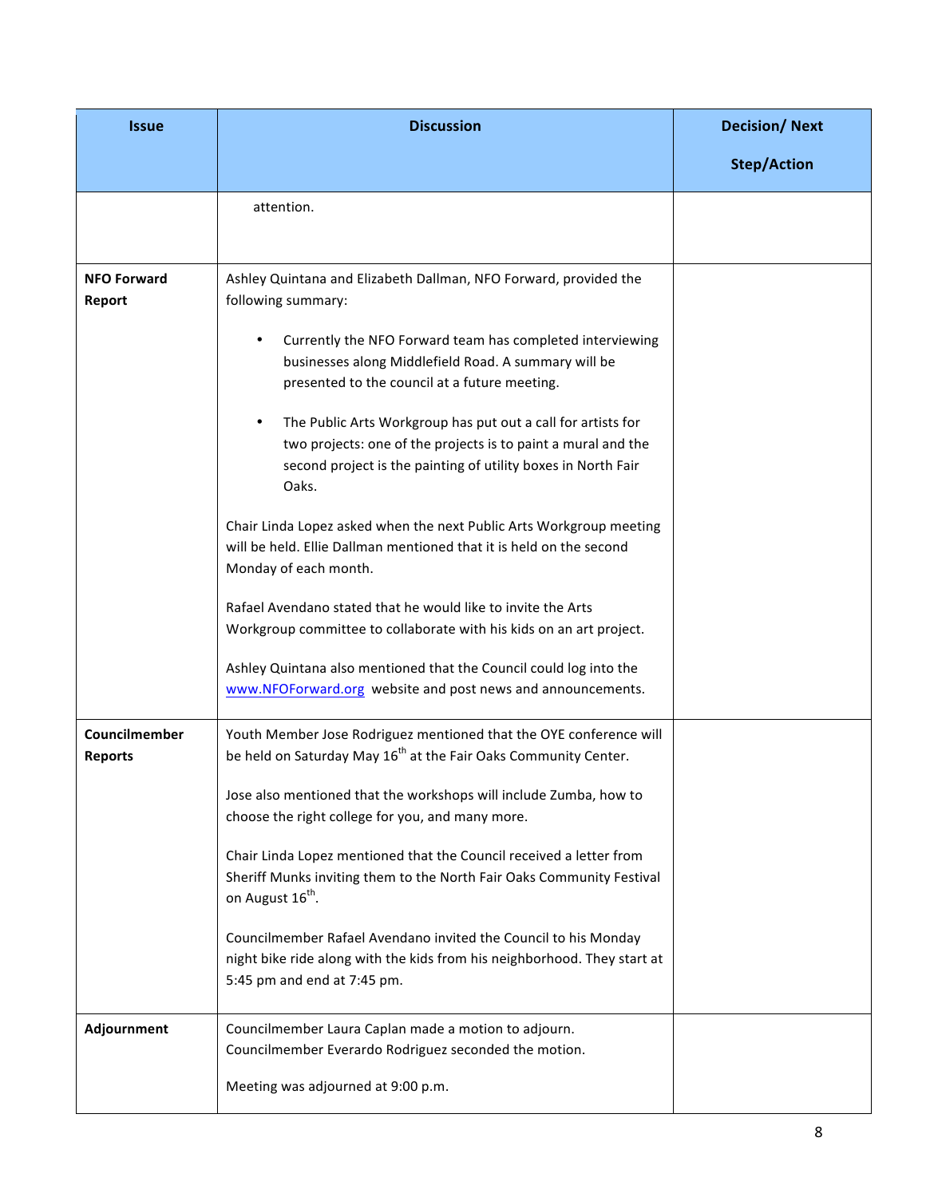| Issue | Discussion | Decision/ Next Step/Action |
|---|---|---|
| | attention. | |
| **NFO Forward Report** | Ashley Quintana and Elizabeth Dallman, NFO Forward, provided the following summary:<br><br>• Currently the NFO Forward team has completed interviewing businesses along Middlefield Road. A summary will be presented to the council at a future meeting.<br><br>• The Public Arts Workgroup has put out a call for artists for two projects: one of the projects is to paint a mural and the second project is the painting of utility boxes in North Fair Oaks.<br><br>Chair Linda Lopez asked when the next Public Arts Workgroup meeting will be held. Ellie Dallman mentioned that it is held on the second Monday of each month.<br><br>Rafael Avendano stated that he would like to invite the Arts Workgroup committee to collaborate with his kids on an art project.<br><br>Ashley Quintana also mentioned that the Council could log into the www.NFOForward.org website and post news and announcements. | |
| **Councilmember Reports** | Youth Member Jose Rodriguez mentioned that the OYE conference will be held on Saturday May 16th at the Fair Oaks Community Center.<br><br>Jose also mentioned that the workshops will include Zumba, how to choose the right college for you, and many more.<br><br>Chair Linda Lopez mentioned that the Council received a letter from Sheriff Munks inviting them to the North Fair Oaks Community Festival on August 16th.<br><br>Councilmember Rafael Avendano invited the Council to his Monday night bike ride along with the kids from his neighborhood. They start at 5:45 pm and end at 7:45 pm. | |
| **Adjournment** | Councilmember Laura Caplan made a motion to adjourn. Councilmember Everardo Rodriguez seconded the motion.<br><br>Meeting was adjourned at 9:00 p.m. | |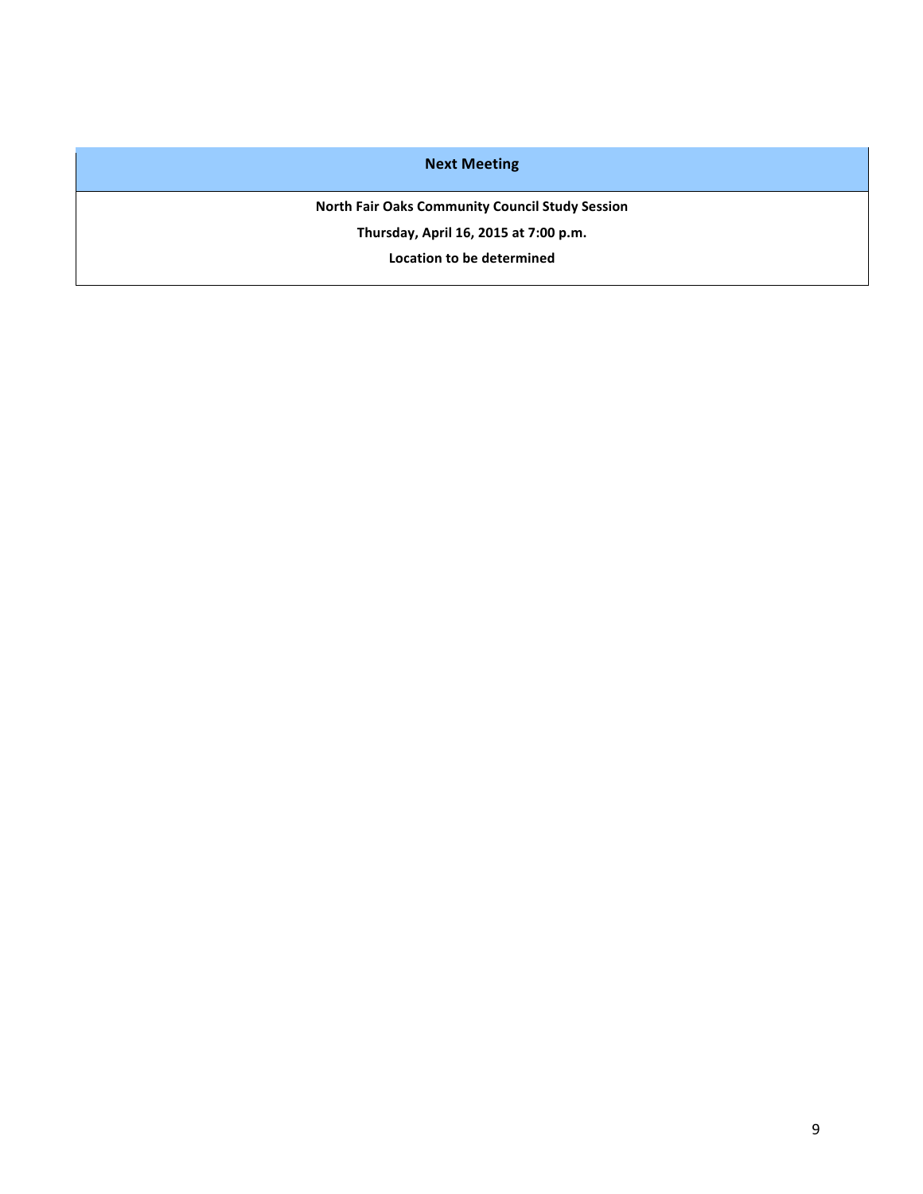| Next Meeting |
| --- |
| **North Fair Oaks Community Council Study Session** |
| **Thursday, April 16, 2015 at 7:00 p.m.** |
| **Location to be determined** |